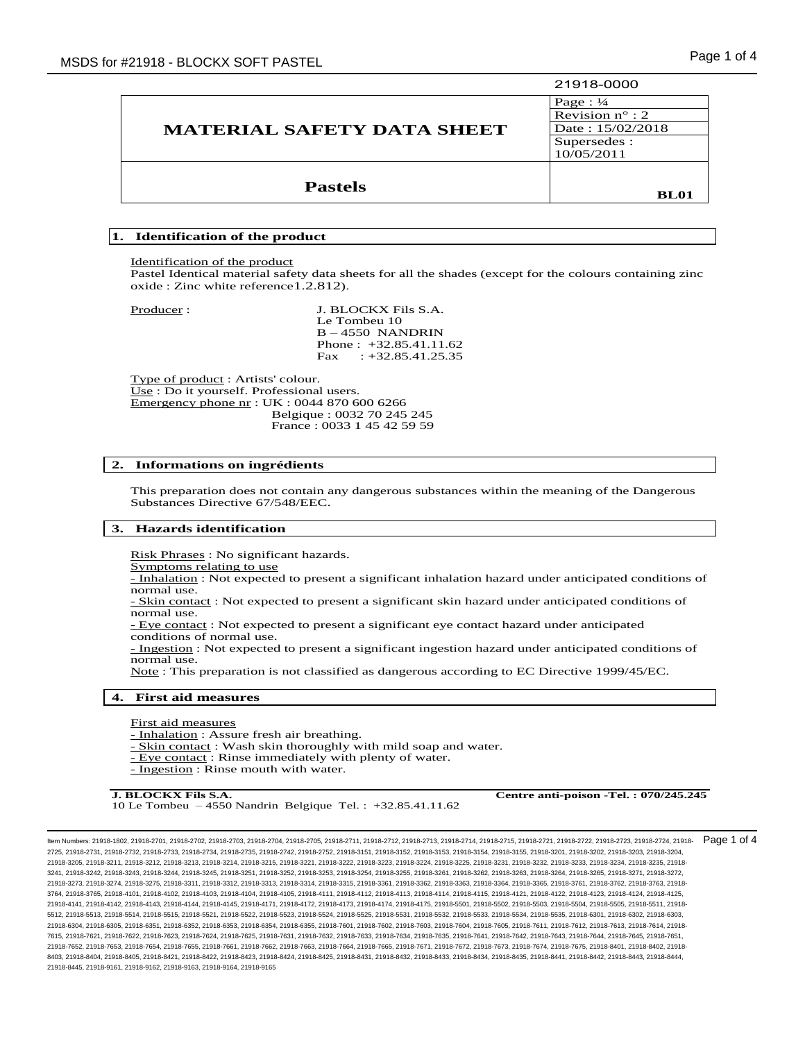21918-0000

| MATERIAL SAFETY DATA SHEET | Page : ¼ |
|---|---|
| | Revision n° : 2 |
| | Date : 15/02/2018 |
| | Supersedes : 10/05/2011 |
| **Pastels** | **BL01** |

## 1. Identification of the product

Identification of the product
Pastel Identical material safety data sheets for all the shades (except for the colours containing zinc oxide : Zinc white reference1.2.812).

Producer :
J. BLOCKX Fils S.A.
Le Tombeu 10
B – 4550 NANDRIN
Phone : +32.85.41.11.62
Fax : +32.85.41.25.35

Type of product : Artists' colour.
Use : Do it yourself. Professional users.
Emergency phone nr : UK : 0044 870 600 6266
Belgique : 0032 70 245 245
France : 0033 1 45 42 59 59

## 2. Informations on ingrédients

This preparation does not contain any dangerous substances within the meaning of the Dangerous Substances Directive 67/548/EEC.

## 3. Hazards identification

Risk Phrases : No significant hazards.
Symptoms relating to use
- Inhalation : Not expected to present a significant inhalation hazard under anticipated conditions of normal use.
- Skin contact : Not expected to present a significant skin hazard under anticipated conditions of normal use.
- Eye contact : Not expected to present a significant eye contact hazard under anticipated conditions of normal use.
- Ingestion : Not expected to present a significant ingestion hazard under anticipated conditions of normal use.

Note : This preparation is not classified as dangerous according to EC Directive 1999/45/EC.

## 4. First aid measures

First aid measures
- Inhalation : Assure fresh air breathing.
- Skin contact : Wash skin thoroughly with mild soap and water.
- Eye contact : Rinse immediately with plenty of water.
- Ingestion : Rinse mouth with water.

**J. BLOCKX Fils S.A.** 10 Le Tombeu – 4550 Nandrin Belgique Tel. : +32.85.41.11.62 **Centre anti-poison -Tel. : 070/245.245**

Item Numbers: 21918-1802, 21918-2701, 21918-2702, 21918-2703, 21918-2704, 21918-2705, 21918-2711, 21918-2712, 21918-2713, 21918-2714, 21918-2715, 21918-2721, 21918-2722, 21918-2723, 21918-2724, 21918-2725, 21918-2731, 21918-2732, 21918-2733, 21918-2734, 21918-2735, 21918-2742, 21918-2752, 21918-3151, 21918-3152, 21918-3153, 21918-3154, 21918-3155, 21918-3201, 21918-3202, 21918-3203, 21918-3204, 21918-3205, 21918-3211, 21918-3212, 21918-3213, 21918-3214, 21918-3215, 21918-3221, 21918-3222, 21918-3223, 21918-3224, 21918-3225, 21918-3231, 21918-3232, 21918-3233, 21918-3234, 21918-3235, 21918-3241, 21918-3242, 21918-3243, 21918-3244, 21918-3245, 21918-3251, 21918-3252, 21918-3253, 21918-3254, 21918-3255, 21918-3261, 21918-3262, 21918-3263, 21918-3264, 21918-3265, 21918-3271, 21918-3272, 21918-3273, 21918-3274, 21918-3275, 21918-3311, 21918-3312, 21918-3313, 21918-3314, 21918-3315, 21918-3361, 21918-3362, 21918-3363, 21918-3364, 21918-3365, 21918-3761, 21918-3762, 21918-3763, 21918-3764, 21918-3765, 21918-4101, 21918-4102, 21918-4103, 21918-4104, 21918-4105, 21918-4111, 21918-4112, 21918-4113, 21918-4114, 21918-4115, 21918-4121, 21918-4122, 21918-4123, 21918-4124, 21918-4125, 21918-4141, 21918-4142, 21918-4143, 21918-4144, 21918-4145, 21918-4171, 21918-4172, 21918-4173, 21918-4174, 21918-4175, 21918-5501, 21918-5502, 21918-5503, 21918-5504, 21918-5505, 21918-5511, 21918-5512, 21918-5513, 21918-5514, 21918-5515, 21918-5521, 21918-5522, 21918-5523, 21918-5524, 21918-5525, 21918-5531, 21918-5532, 21918-5533, 21918-5534, 21918-5535, 21918-6301, 21918-6302, 21918-6303, 21918-6304, 21918-6305, 21918-6351, 21918-6352, 21918-6353, 21918-6354, 21918-6355, 21918-7601, 21918-7602, 21918-7603, 21918-7604, 21918-7605, 21918-7611, 21918-7612, 21918-7613, 21918-7614, 21918-7615, 21918-7621, 21918-7622, 21918-7623, 21918-7624, 21918-7625, 21918-7631, 21918-7632, 21918-7633, 21918-7634, 21918-7635, 21918-7641, 21918-7642, 21918-7643, 21918-7644, 21918-7645, 21918-7651, 21918-7652, 21918-7653, 21918-7654, 21918-7655, 21918-7661, 21918-7662, 21918-7663, 21918-7664, 21918-7665, 21918-7671, 21918-7672, 21918-7673, 21918-7674, 21918-7675, 21918-8401, 21918-8402, 21918-8403, 21918-8404, 21918-8405, 21918-8421, 21918-8422, 21918-8423, 21918-8424, 21918-8425, 21918-8431, 21918-8432, 21918-8433, 21918-8434, 21918-8435, 21918-8441, 21918-8442, 21918-8443, 21918-8444, 21918-8445, 21918-9161, 21918-9162, 21918-9163, 21918-9164, 21918-9165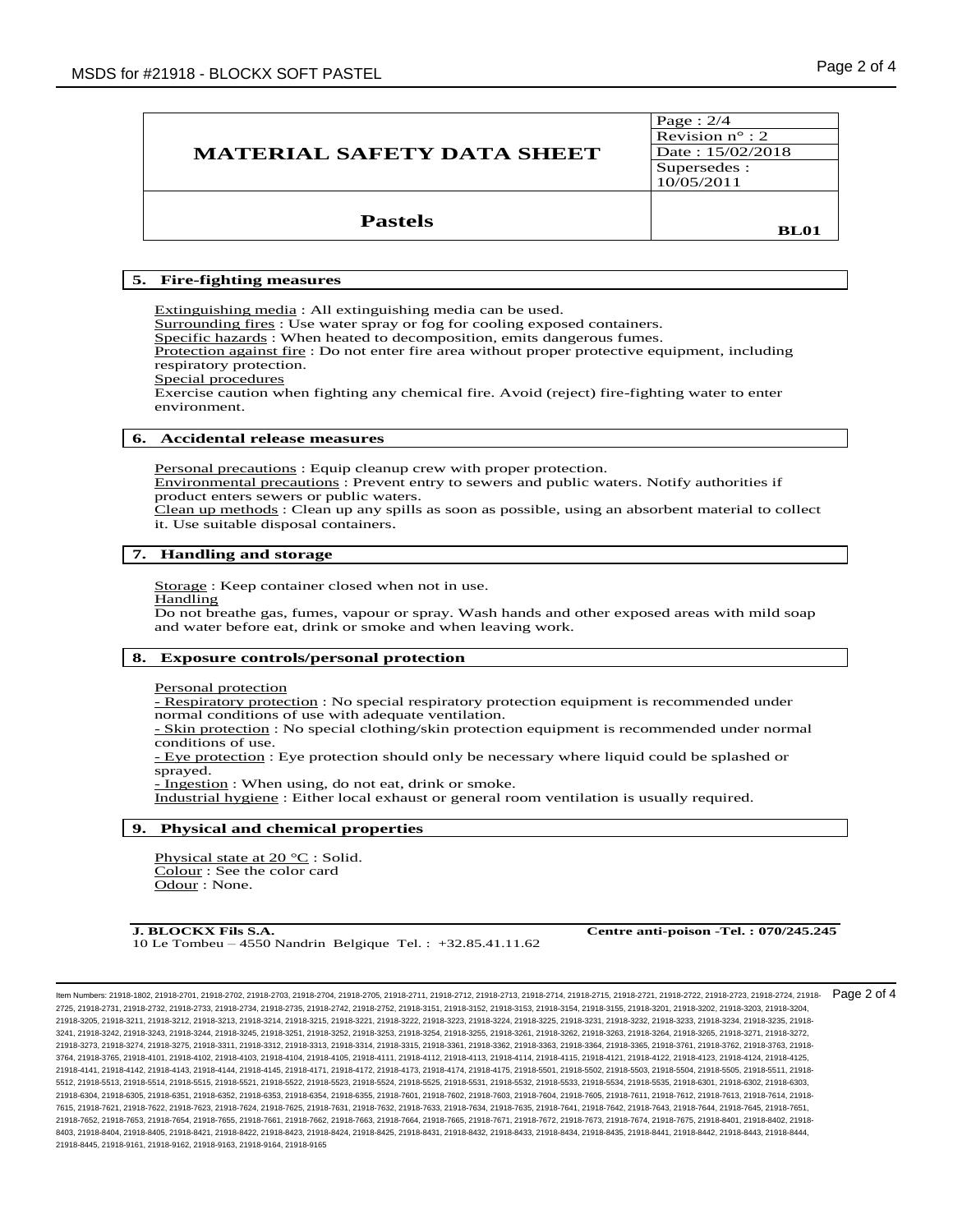| MATERIAL SAFETY DATA SHEET | Page : 2/4 |
|---|---|
| | Revision n° : 2 |
| | Date : 15/02/2018 |
| | Supersedes : 10/05/2011 |
| **Pastels** | **BL01** |

## 5. Fire-fighting measures

Extinguishing media : All extinguishing media can be used.
Surrounding fires : Use water spray or fog for cooling exposed containers.
Specific hazards : When heated to decomposition, emits dangerous fumes.
Protection against fire : Do not enter fire area without proper protective equipment, including respiratory protection.
Special procedures
Exercise caution when fighting any chemical fire. Avoid (reject) fire-fighting water to enter environment.

## 6. Accidental release measures

Personal precautions : Equip cleanup crew with proper protection.
Environmental precautions : Prevent entry to sewers and public waters. Notify authorities if product enters sewers or public waters.
Clean up methods : Clean up any spills as soon as possible, using an absorbent material to collect it. Use suitable disposal containers.

## 7. Handling and storage

Storage : Keep container closed when not in use.
Handling
Do not breathe gas, fumes, vapour or spray. Wash hands and other exposed areas with mild soap and water before eat, drink or smoke and when leaving work.

## 8. Exposure controls/personal protection

Personal protection
- Respiratory protection : No special respiratory protection equipment is recommended under normal conditions of use with adequate ventilation.
- Skin protection : No special clothing/skin protection equipment is recommended under normal conditions of use.
- Eye protection : Eye protection should only be necessary where liquid could be splashed or sprayed.
- Ingestion : When using, do not eat, drink or smoke.

Industrial hygiene : Either local exhaust or general room ventilation is usually required.

## 9. Physical and chemical properties

Physical state at 20 °C : Solid.
Colour : See the color card
Odour : None.

**J. BLOCKX Fils S.A.** 
10 Le Tombeu – 4550 Nandrin Belgique Tel. : +32.85.41.11.62

**Centre anti-poison -Tel. : 070/245.245**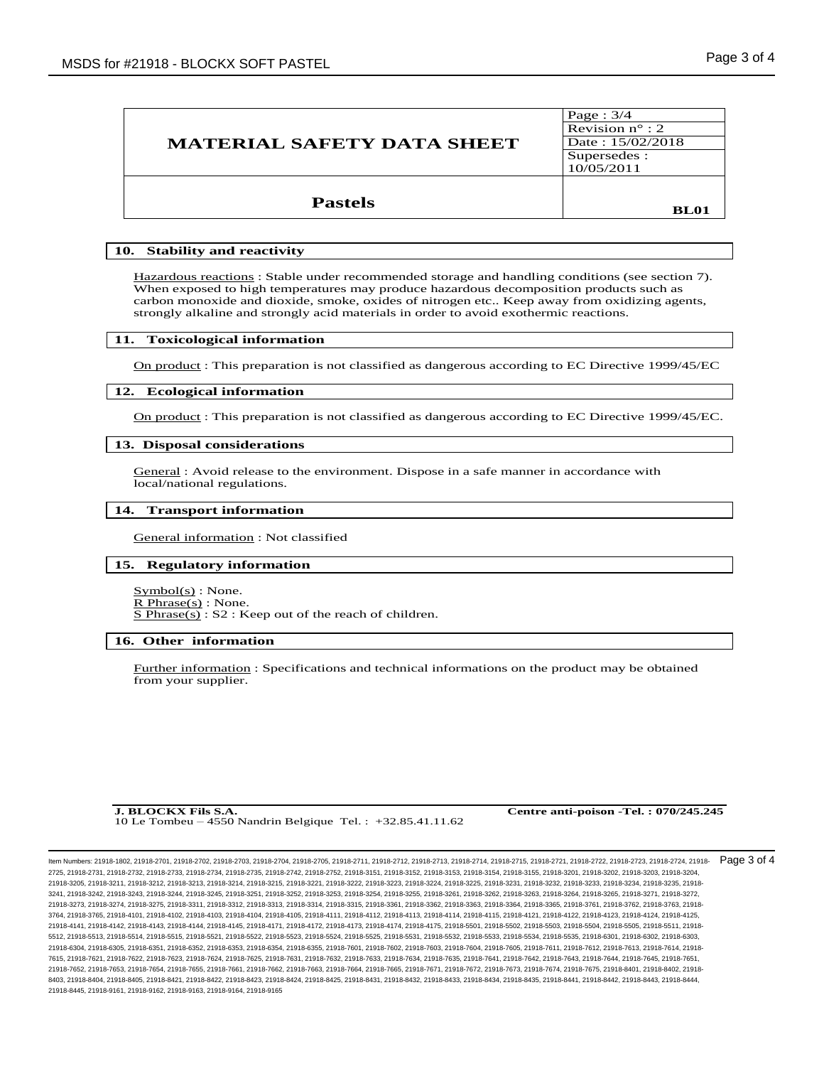| MATERIAL SAFETY DATA SHEET | Page : 3/4 |
|---|---|
| | Revision n° : 2 |
| | Date : 15/02/2018 |
| | Supersedes : 10/05/2011 |
| **Pastels** | **BL01** |

## 10. Stability and reactivity

Hazardous reactions : Stable under recommended storage and handling conditions (see section 7). When exposed to high temperatures may produce hazardous decomposition products such as carbon monoxide and dioxide, smoke, oxides of nitrogen etc.. Keep away from oxidizing agents, strongly alkaline and strongly acid materials in order to avoid exothermic reactions.

## 11. Toxicological information

On product : This preparation is not classified as dangerous according to EC Directive 1999/45/EC

## 12. Ecological information

On product : This preparation is not classified as dangerous according to EC Directive 1999/45/EC.

## 13. Disposal considerations

General : Avoid release to the environment. Dispose in a safe manner in accordance with local/national regulations.

## 14. Transport information

General information : Not classified

## 15. Regulatory information

Symbol(s) : None.
R Phrase(s) : None.
S Phrase(s) : S2 : Keep out of the reach of children.

## 16. Other information

Further information : Specifications and technical informations on the product may be obtained from your supplier.

**J. BLOCKX Fils S.A.**
10 Le Tombeu – 4550 Nandrin Belgique Tel. : +32.85.41.11.62

**Centre anti-poison -Tel. : 070/245.245**

Item Numbers: 21918-1802, 21918-2701, 21918-2702, 21918-2703, 21918-2704, 21918-2705, 21918-2711, 21918-2712, 21918-2713, 21918-2714, 21918-2715, 21918-2721, 21918-2722, 21918-2723, 21918-2724, 21918-2725, 21918-2731, 21918-2732, 21918-2733, 21918-2734, 21918-2735, 21918-2742, 21918-2752, 21918-3151, 21918-3152, 21918-3153, 21918-3154, 21918-3155, 21918-3201, 21918-3202, 21918-3203, 21918-3204, 21918-3205, 21918-3211, 21918-3212, 21918-3213, 21918-3214, 21918-3215, 21918-3221, 21918-3222, 21918-3223, 21918-3224, 21918-3225, 21918-3231, 21918-3232, 21918-3233, 21918-3234, 21918-3235, 21918-3241, 21918-3242, 21918-3243, 21918-3244, 21918-3245, 21918-3251, 21918-3252, 21918-3253, 21918-3254, 21918-3255, 21918-3261, 21918-3262, 21918-3263, 21918-3264, 21918-3265, 21918-3271, 21918-3272, 21918-3273, 21918-3274, 21918-3275, 21918-3311, 21918-3312, 21918-3313, 21918-3314, 21918-3315, 21918-3361, 21918-3362, 21918-3363, 21918-3364, 21918-3365, 21918-3761, 21918-3762, 21918-3763, 21918-3764, 21918-3765, 21918-4101, 21918-4102, 21918-4103, 21918-4104, 21918-4105, 21918-4111, 21918-4112, 21918-4113, 21918-4114, 21918-4115, 21918-4121, 21918-4122, 21918-4123, 21918-4124, 21918-4125, 21918-4141, 21918-4142, 21918-4143, 21918-4144, 21918-4145, 21918-4171, 21918-4172, 21918-4173, 21918-4174, 21918-4175, 21918-5501, 21918-5502, 21918-5503, 21918-5504, 21918-5505, 21918-5511, 21918-5512, 21918-5513, 21918-5514, 21918-5515, 21918-5521, 21918-5522, 21918-5523, 21918-5524, 21918-5525, 21918-5531, 21918-5532, 21918-5533, 21918-5534, 21918-5535, 21918-6301, 21918-6302, 21918-6303, 21918-6304, 21918-6305, 21918-6351, 21918-6352, 21918-6353, 21918-6354, 21918-6355, 21918-7601, 21918-7602, 21918-7603, 21918-7604, 21918-7605, 21918-7611, 21918-7612, 21918-7613, 21918-7614, 21918-7615, 21918-7621, 21918-7622, 21918-7623, 21918-7624, 21918-7625, 21918-7631, 21918-7632, 21918-7633, 21918-7634, 21918-7635, 21918-7641, 21918-7642, 21918-7643, 21918-7644, 21918-7645, 21918-7651, 21918-7652, 21918-7653, 21918-7654, 21918-7655, 21918-7661, 21918-7662, 21918-7663, 21918-7664, 21918-7665, 21918-7671, 21918-7672, 21918-7673, 21918-7674, 21918-7675, 21918-8401, 21918-8402, 21918-8403, 21918-8404, 21918-8405, 21918-8421, 21918-8422, 21918-8423, 21918-8424, 21918-8425, 21918-8431, 21918-8432, 21918-8433, 21918-8434, 21918-8435, 21918-8441, 21918-8442, 21918-8443, 21918-8444, 21918-8445, 21918-9161, 21918-9162, 21918-9163, 21918-9164, 21918-9165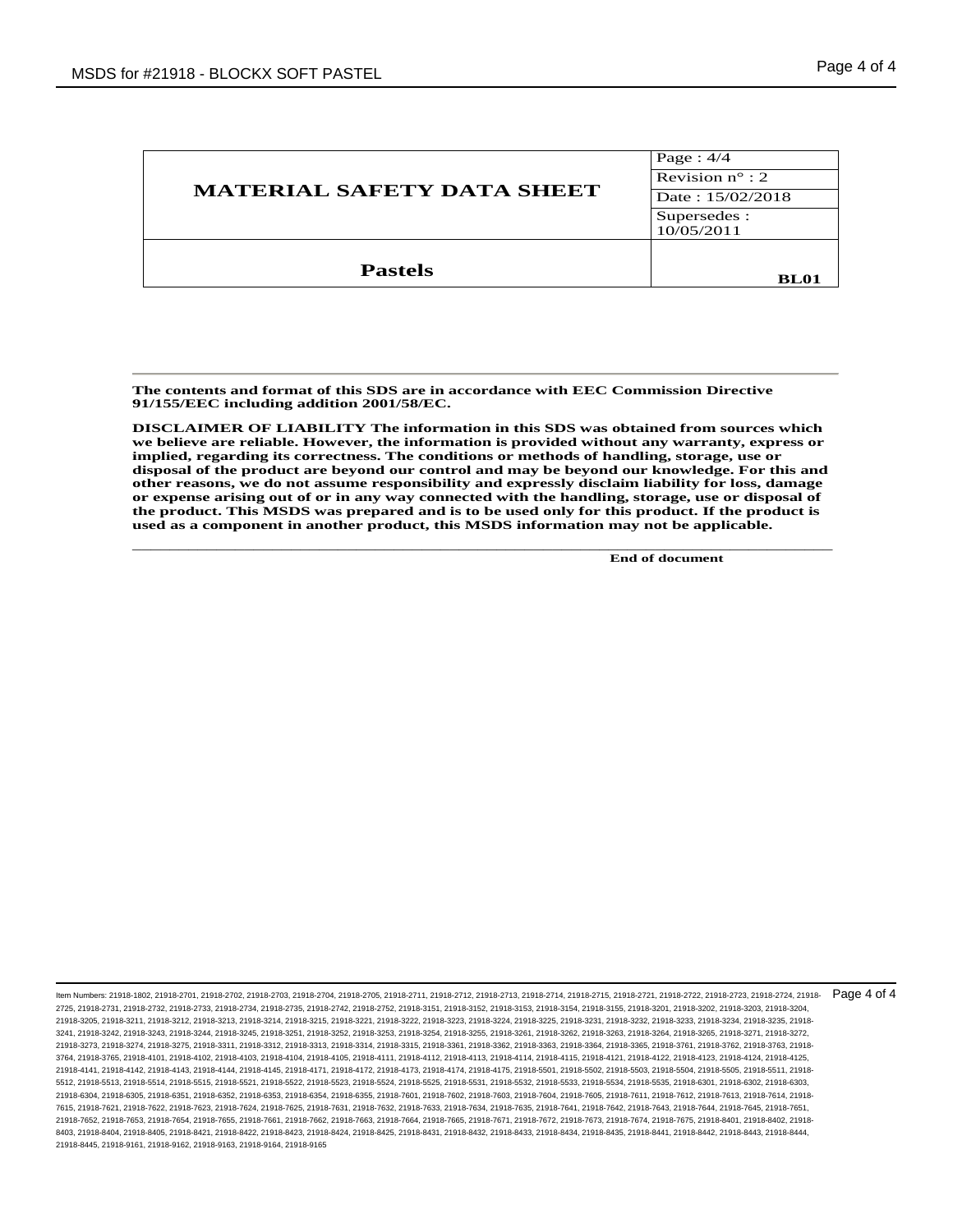| MATERIAL SAFETY DATA SHEET | Page : 4/4 |
|---|---|
| | Revision n° : 2 |
| | Date : 15/02/2018 |
| | Supersedes : 10/05/2011 |
| **Pastels** | **BL01** |

**The contents and format of this SDS are in accordance with EEC Commission Directive 91/155/EEC including addition 2001/58/EC.**

**DISCLAIMER OF LIABILITY The information in this SDS was obtained from sources which we believe are reliable. However, the information is provided without any warranty, express or implied, regarding its correctness. The conditions or methods of handling, storage, use or disposal of the product are beyond our control and may be beyond our knowledge. For this and other reasons, we do not assume responsibility and expressly disclaim liability for loss, damage or expense arising out of or in any way connected with the handling, storage, use or disposal of the product. This MSDS was prepared and is to be used only for this product. If the product is used as a component in another product, this MSDS information may not be applicable.**

---

**End of document**

Item Numbers: 21918-1802, 21918-2701, 21918-2702, 21918-2703, 21918-2704, 21918-2705, 21918-2711, 21918-2712, 21918-2713, 21918-2714, 21918-2715, 21918-2721, 21918-2722, 21918-2723, 21918-2724, 21918-2725, 21918-2731, 21918-2732, 21918-2733, 21918-2734, 21918-2735, 21918-2742, 21918-2752, 21918-3151, 21918-3152, 21918-3153, 21918-3154, 21918-3155, 21918-3201, 21918-3202, 21918-3203, 21918-3204, 21918-3205, 21918-3211, 21918-3212, 21918-3213, 21918-3214, 21918-3215, 21918-3221, 21918-3222, 21918-3223, 21918-3224, 21918-3225, 21918-3231, 21918-3232, 21918-3233, 21918-3234, 21918-3235, 21918-3241, 21918-3242, 21918-3243, 21918-3244, 21918-3245, 21918-3251, 21918-3252, 21918-3253, 21918-3254, 21918-3255, 21918-3261, 21918-3262, 21918-3263, 21918-3264, 21918-3265, 21918-3271, 21918-3272, 21918-3273, 21918-3274, 21918-3275, 21918-3311, 21918-3312, 21918-3313, 21918-3314, 21918-3315, 21918-3361, 21918-3362, 21918-3363, 21918-3364, 21918-3365, 21918-3761, 21918-3762, 21918-3763, 21918-3764, 21918-3765, 21918-4101, 21918-4102, 21918-4103, 21918-4104, 21918-4105, 21918-4111, 21918-4112, 21918-4113, 21918-4114, 21918-4115, 21918-4121, 21918-4122, 21918-4123, 21918-4124, 21918-4125, 21918-4141, 21918-4142, 21918-4143, 21918-4144, 21918-4145, 21918-4171, 21918-4172, 21918-4173, 21918-4174, 21918-4175, 21918-5501, 21918-5502, 21918-5503, 21918-5504, 21918-5505, 21918-5511, 21918-5512, 21918-5513, 21918-5514, 21918-5515, 21918-5521, 21918-5522, 21918-5523, 21918-5524, 21918-5525, 21918-5531, 21918-5532, 21918-5533, 21918-5534, 21918-5535, 21918-6301, 21918-6302, 21918-6303, 21918-6304, 21918-6305, 21918-6351, 21918-6352, 21918-6353, 21918-6354, 21918-6355, 21918-7601, 21918-7602, 21918-7603, 21918-7604, 21918-7605, 21918-7611, 21918-7612, 21918-7613, 21918-7614, 21918-7615, 21918-7621, 21918-7622, 21918-7623, 21918-7624, 21918-7625, 21918-7631, 21918-7632, 21918-7633, 21918-7634, 21918-7635, 21918-7641, 21918-7642, 21918-7643, 21918-7644, 21918-7645, 21918-7651, 21918-7652, 21918-7653, 21918-7654, 21918-7655, 21918-7661, 21918-7662, 21918-7663, 21918-7664, 21918-7665, 21918-7671, 21918-7672, 21918-7673, 21918-7674, 21918-7675, 21918-8401, 21918-8402, 21918-8403, 21918-8404, 21918-8405, 21918-8421, 21918-8422, 21918-8423, 21918-8424, 21918-8425, 21918-8431, 21918-8432, 21918-8433, 21918-8434, 21918-8435, 21918-8441, 21918-8442, 21918-8443, 21918-8444, 21918-8445, 21918-9161, 21918-9162, 21918-9163, 21918-9164, 21918-9165